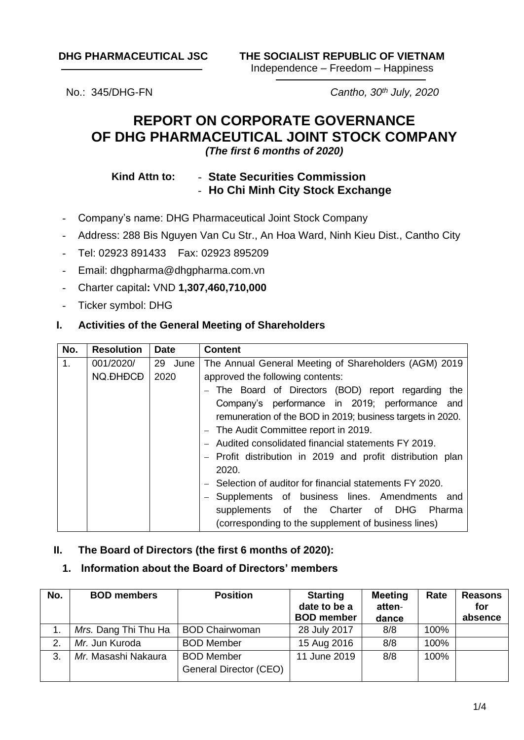**DHG PHARMACEUTICAL JSC**

**THE SOCIALIST REPUBLIC OF VIETNAM**
Independence – Freedom – Happiness

No.: 345/DHG-FN

*Cantho, 30th July, 2020*

# REPORT ON CORPORATE GOVERNANCE OF DHG PHARMACEUTICAL JOINT STOCK COMPANY

***(The first 6 months of 2020)***

**Kind Attn to:**
- **State Securities Commission**
- **Ho Chi Minh City Stock Exchange**

- Company's name: DHG Pharmaceutical Joint Stock Company
- Address: 288 Bis Nguyen Van Cu Str., An Hoa Ward, Ninh Kieu Dist., Cantho City
- Tel: 02923 891433    Fax: 02923 895209
- Email: dhgpharma@dhgpharma.com.vn
- Charter capital**:** VND **1,307,460,710,000**
- Ticker symbol: DHG

## I. Activities of the General Meeting of Shareholders

| No. | Resolution | Date | Content |
|---|---|---|---|
| 1. | 001/2020/ NQ.ĐHĐCĐ | 29 June 2020 | The Annual General Meeting of Shareholders (AGM) 2019 approved the following contents:<br>– The Board of Directors (BOD) report regarding the Company's performance in 2019; performance and remuneration of the BOD in 2019; business targets in 2020.<br>– The Audit Committee report in 2019.<br>– Audited consolidated financial statements FY 2019.<br>– Profit distribution in 2019 and profit distribution plan 2020.<br>– Selection of auditor for financial statements FY 2020.<br>– Supplements of business lines. Amendments and supplements of the Charter of DHG Pharma (corresponding to the supplement of business lines) |

## II. The Board of Directors (the first 6 months of 2020):

### 1. Information about the Board of Directors' members

| No. | BOD members | Position | Starting date to be a BOD member | Meeting atten-dance | Rate | Reasons for absence |
|---|---|---|---|---|---|---|
| 1. | *Mrs.* Dang Thi Thu Ha | BOD Chairwoman | 28 July 2017 | 8/8 | 100% | |
| 2. | *Mr.* Jun Kuroda | BOD Member | 15 Aug 2016 | 8/8 | 100% | |
| 3. | *Mr.* Masashi Nakaura | BOD Member<br>General Director (CEO) | 11 June 2019 | 8/8 | 100% | |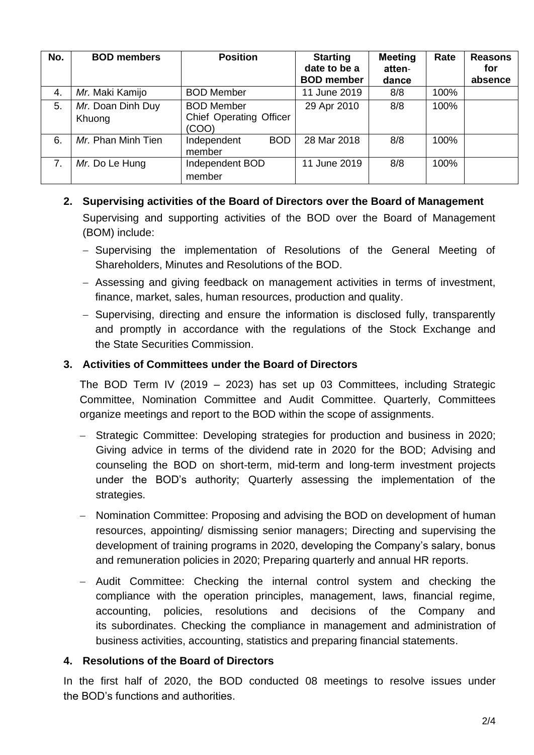| No. | BOD members | Position | Starting date to be a BOD member | Meeting attendance | Rate | Reasons for absence |
|---|---|---|---|---|---|---|
| 4. | *Mr.* Maki Kamijo | BOD Member | 11 June 2019 | 8/8 | 100% | |
| 5. | *Mr.* Doan Dinh Duy Khuong | BOD Member<br>Chief Operating Officer (COO) | 29 Apr 2010 | 8/8 | 100% | |
| 6. | *Mr.* Phan Minh Tien | Independent BOD member | 28 Mar 2018 | 8/8 | 100% | |
| 7. | *Mr.* Do Le Hung | Independent BOD member | 11 June 2019 | 8/8 | 100% | |

## 2. Supervising activities of the Board of Directors over the Board of Management

Supervising and supporting activities of the BOD over the Board of Management (BOM) include:

- Supervising the implementation of Resolutions of the General Meeting of Shareholders, Minutes and Resolutions of the BOD.
- Assessing and giving feedback on management activities in terms of investment, finance, market, sales, human resources, production and quality.
- Supervising, directing and ensure the information is disclosed fully, transparently and promptly in accordance with the regulations of the Stock Exchange and the State Securities Commission.

## 3. Activities of Committees under the Board of Directors

The BOD Term IV (2019 – 2023) has set up 03 Committees, including Strategic Committee, Nomination Committee and Audit Committee. Quarterly, Committees organize meetings and report to the BOD within the scope of assignments.

- Strategic Committee: Developing strategies for production and business in 2020; Giving advice in terms of the dividend rate in 2020 for the BOD; Advising and counseling the BOD on short-term, mid-term and long-term investment projects under the BOD's authority; Quarterly assessing the implementation of the strategies.
- Nomination Committee: Proposing and advising the BOD on development of human resources, appointing/ dismissing senior managers; Directing and supervising the development of training programs in 2020, developing the Company's salary, bonus and remuneration policies in 2020; Preparing quarterly and annual HR reports.
- Audit Committee: Checking the internal control system and checking the compliance with the operation principles, management, laws, financial regime, accounting, policies, resolutions and decisions of the Company and its subordinates. Checking the compliance in management and administration of business activities, accounting, statistics and preparing financial statements.

## 4. Resolutions of the Board of Directors

In the first half of 2020, the BOD conducted 08 meetings to resolve issues under the BOD's functions and authorities.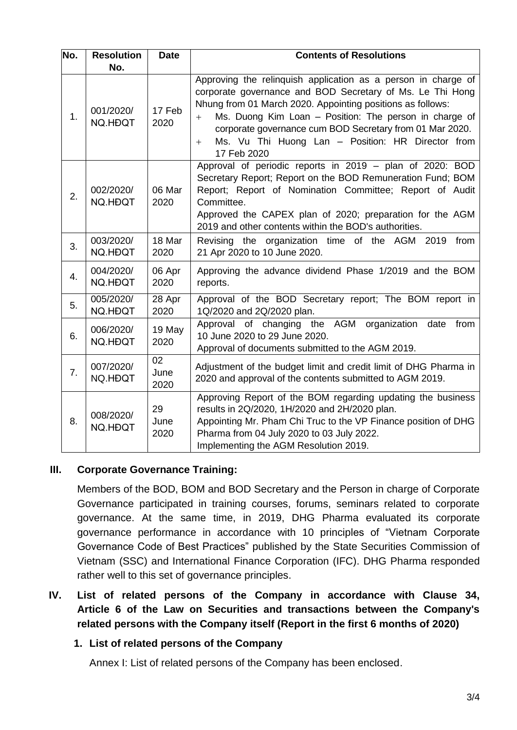| No. | Resolution No. | Date | Contents of Resolutions |
|---|---|---|---|
| 1. | 001/2020/ NQ.HĐQT | 17 Feb 2020 | Approving the relinquish application as a person in charge of corporate governance and BOD Secretary of Ms. Le Thi Hong Nhung from 01 March 2020. Appointing positions as follows:<br>+ Ms. Duong Kim Loan – Position: The person in charge of corporate governance cum BOD Secretary from 01 Mar 2020.<br>+ Ms. Vu Thi Huong Lan – Position: HR Director from 17 Feb 2020 |
| 2. | 002/2020/ NQ.HĐQT | 06 Mar 2020 | Approval of periodic reports in 2019 – plan of 2020: BOD Secretary Report; Report on the BOD Remuneration Fund; BOM Report; Report of Nomination Committee; Report of Audit Committee.<br>Approved the CAPEX plan of 2020; preparation for the AGM 2019 and other contents within the BOD's authorities. |
| 3. | 003/2020/ NQ.HĐQT | 18 Mar 2020 | Revising the organization time of the AGM 2019 from 21 Apr 2020 to 10 June 2020. |
| 4. | 004/2020/ NQ.HĐQT | 06 Apr 2020 | Approving the advance dividend Phase 1/2019 and the BOM reports. |
| 5. | 005/2020/ NQ.HĐQT | 28 Apr 2020 | Approval of the BOD Secretary report; The BOM report in 1Q/2020 and 2Q/2020 plan. |
| 6. | 006/2020/ NQ.HĐQT | 19 May 2020 | Approval of changing the AGM organization date from 10 June 2020 to 29 June 2020.<br>Approval of documents submitted to the AGM 2019. |
| 7. | 007/2020/ NQ.HĐQT | 02 June 2020 | Adjustment of the budget limit and credit limit of DHG Pharma in 2020 and approval of the contents submitted to AGM 2019. |
| 8. | 008/2020/ NQ.HĐQT | 29 June 2020 | Approving Report of the BOM regarding updating the business results in 2Q/2020, 1H/2020 and 2H/2020 plan.<br>Appointing Mr. Pham Chi Truc to the VP Finance position of DHG Pharma from 04 July 2020 to 03 July 2022.<br>Implementing the AGM Resolution 2019. |

## III. Corporate Governance Training:

Members of the BOD, BOM and BOD Secretary and the Person in charge of Corporate Governance participated in training courses, forums, seminars related to corporate governance. At the same time, in 2019, DHG Pharma evaluated its corporate governance performance in accordance with 10 principles of "Vietnam Corporate Governance Code of Best Practices" published by the State Securities Commission of Vietnam (SSC) and International Finance Corporation (IFC). DHG Pharma responded rather well to this set of governance principles.

## IV. List of related persons of the Company in accordance with Clause 34, Article 6 of the Law on Securities and transactions between the Company's related persons with the Company itself (Report in the first 6 months of 2020)

### 1. List of related persons of the Company

Annex I: List of related persons of the Company has been enclosed.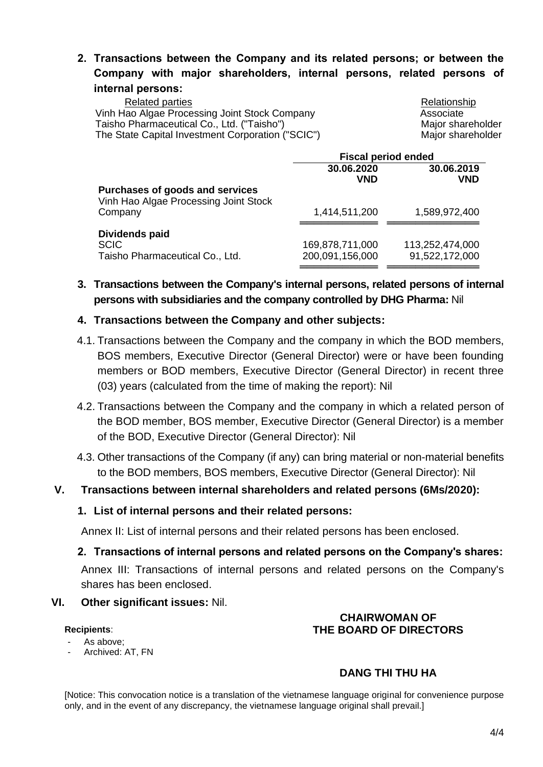**2. Transactions between the Company and its related persons; or between the Company with major shareholders, internal persons, related persons of internal persons:**

| Related parties | Relationship |
|---|---|
| Vinh Hao Algae Processing Joint Stock Company | Associate |
| Taisho Pharmaceutical Co., Ltd. ("Taisho") | Major shareholder |
| The State Capital Investment Corporation ("SCIC") | Major shareholder |

| | Fiscal period ended | |
|---|---|---|
| | 30.06.2020 VND | 30.06.2019 VND |
| **Purchases of goods and services** | | |
| Vinh Hao Algae Processing Joint Stock Company | 1,414,511,200 | 1,589,972,400 |
| **Dividends paid** | | |
| SCIC | 169,878,711,000 | 113,252,474,000 |
| Taisho Pharmaceutical Co., Ltd. | 200,091,156,000 | 91,522,172,000 |

**3. Transactions between the Company's internal persons, related persons of internal persons with subsidiaries and the company controlled by DHG Pharma:** Nil

**4. Transactions between the Company and other subjects:**

4.1. Transactions between the Company and the company in which the BOD members, BOS members, Executive Director (General Director) were or have been founding members or BOD members, Executive Director (General Director) in recent three (03) years (calculated from the time of making the report): Nil

4.2. Transactions between the Company and the company in which a related person of the BOD member, BOS member, Executive Director (General Director) is a member of the BOD, Executive Director (General Director): Nil

4.3. Other transactions of the Company (if any) can bring material or non-material benefits to the BOD members, BOS members, Executive Director (General Director): Nil

## V. Transactions between internal shareholders and related persons (6Ms/2020):

**1. List of internal persons and their related persons:**

Annex II: List of internal persons and their related persons has been enclosed.

**2. Transactions of internal persons and related persons on the Company's shares:**

Annex III: Transactions of internal persons and related persons on the Company's shares has been enclosed.

## VI. Other significant issues: Nil.

**Recipients**:
- As above;
- Archived: AT, FN

**CHAIRWOMAN OF THE BOARD OF DIRECTORS**

**DANG THI THU HA**

[Notice: This convocation notice is a translation of the vietnamese language original for convenience purpose only, and in the event of any discrepancy, the vietnamese language original shall prevail.]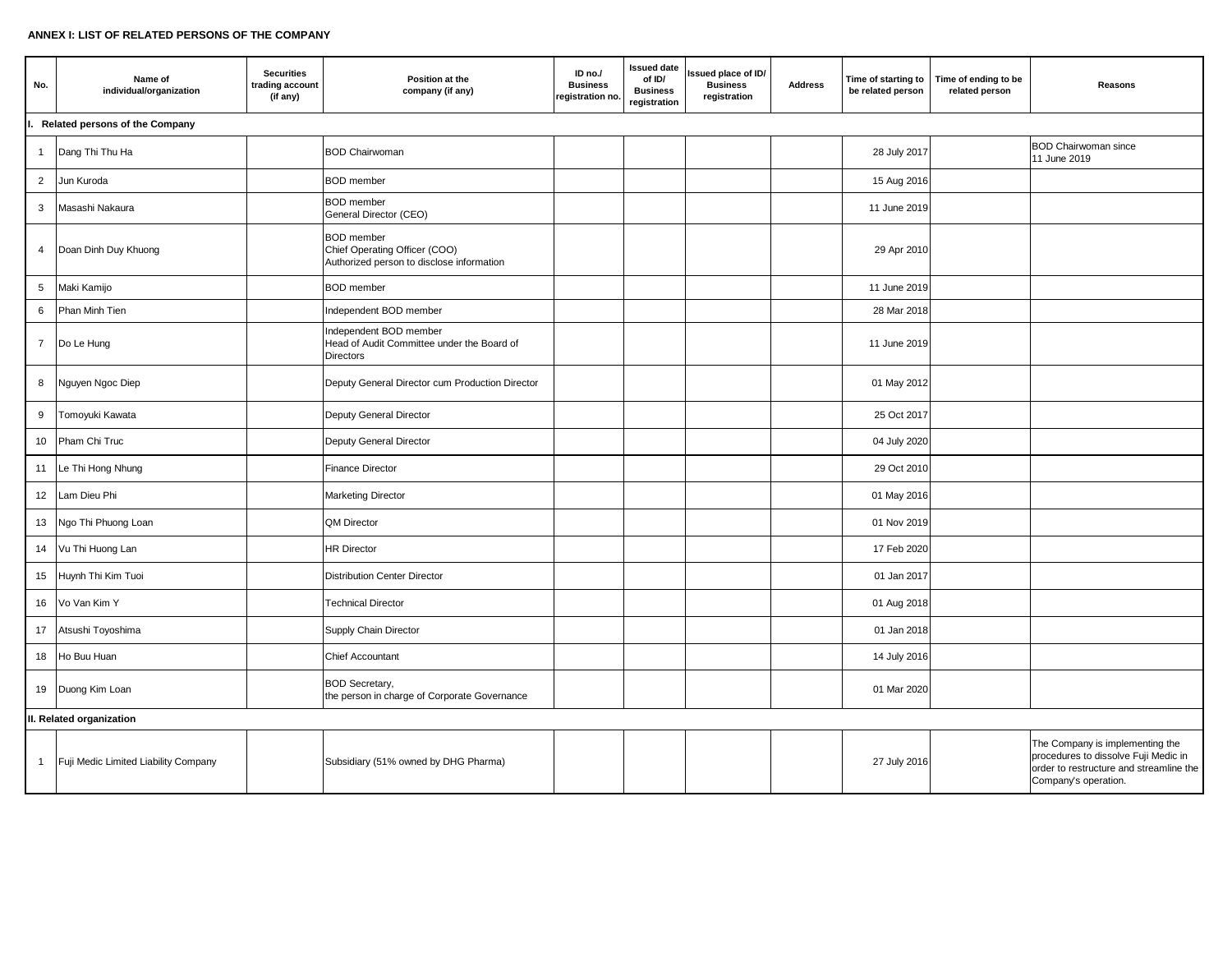**ANNEX I: LIST OF RELATED PERSONS OF THE COMPANY**

| No. | Name of individual/organization | Securities trading account (if any) | Position at the company (if any) | ID no./ Business registration no. | Issued date of ID/ Business registration | Issued place of ID/ Business registration | Address | Time of starting to be related person | Time of ending to be related person | Reasons |
|---|---|---|---|---|---|---|---|---|---|---|
| **I. Related persons of the Company** | | | | | | | | | | |
| 1 | Dang Thi Thu Ha | | BOD Chairwoman | | | | | 28 July 2017 | | BOD Chairwoman since 11 June 2019 |
| 2 | Jun Kuroda | | BOD member | | | | | 15 Aug 2016 | | |
| 3 | Masashi Nakaura | | BOD member<br>General Director (CEO) | | | | | 11 June 2019 | | |
| 4 | Doan Dinh Duy Khuong | | BOD member<br>Chief Operating Officer (COO)<br>Authorized person to disclose information | | | | | 29 Apr 2010 | | |
| 5 | Maki Kamijo | | BOD member | | | | | 11 June 2019 | | |
| 6 | Phan Minh Tien | | Independent BOD member | | | | | 28 Mar 2018 | | |
| 7 | Do Le Hung | | Independent BOD member<br>Head of Audit Committee under the Board of Directors | | | | | 11 June 2019 | | |
| 8 | Nguyen Ngoc Diep | | Deputy General Director cum Production Director | | | | | 01 May 2012 | | |
| 9 | Tomoyuki Kawata | | Deputy General Director | | | | | 25 Oct 2017 | | |
| 10 | Pham Chi Truc | | Deputy General Director | | | | | 04 July 2020 | | |
| 11 | Le Thi Hong Nhung | | Finance Director | | | | | 29 Oct 2010 | | |
| 12 | Lam Dieu Phi | | Marketing Director | | | | | 01 May 2016 | | |
| 13 | Ngo Thi Phuong Loan | | QM Director | | | | | 01 Nov 2019 | | |
| 14 | Vu Thi Huong Lan | | HR Director | | | | | 17 Feb 2020 | | |
| 15 | Huynh Thi Kim Tuoi | | Distribution Center Director | | | | | 01 Jan 2017 | | |
| 16 | Vo Van Kim Y | | Technical Director | | | | | 01 Aug 2018 | | |
| 17 | Atsushi Toyoshima | | Supply Chain Director | | | | | 01 Jan 2018 | | |
| 18 | Ho Buu Huan | | Chief Accountant | | | | | 14 July 2016 | | |
| 19 | Duong Kim Loan | | BOD Secretary,<br>the person in charge of Corporate Governance | | | | | 01 Mar 2020 | | |
| **II. Related organization** | | | | | | | | | | |
| 1 | Fuji Medic Limited Liability Company | | Subsidiary (51% owned by DHG Pharma) | | | | | 27 July 2016 | | The Company is implementing the procedures to dissolve Fuji Medic in order to restructure and streamline the Company's operation. |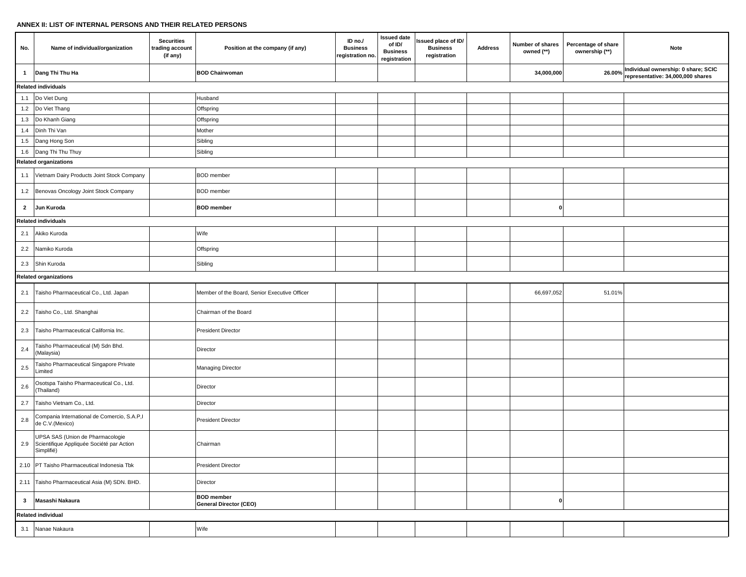**ANNEX II: LIST OF INTERNAL PERSONS AND THEIR RELATED PERSONS**

| No. | Name of individual/organization | Securities trading account (if any) | Position at the company (if any) | ID no./ Business registration no. | Issued date of ID/ Business registration | Issued place of ID/ Business registration | Address | Number of shares owned (**) | Percentage of share ownership (**) | Note |
|---|---|---|---|---|---|---|---|---|---|---|
| **1** | **Dang Thi Thu Ha** | | **BOD Chairwoman** | | | | | **34,000,000** | **26.00%** | **Individual ownership: 0 share; SCIC representative: 34,000,000 shares** |
| **Related individuals** | | | | | | | | | | |
| 1.1 | Do Viet Dung | | Husband | | | | | | | |
| 1.2 | Do Viet Thang | | Offspring | | | | | | | |
| 1.3 | Do Khanh Giang | | Offspring | | | | | | | |
| 1.4 | Dinh Thi Van | | Mother | | | | | | | |
| 1.5 | Dang Hong Son | | Sibling | | | | | | | |
| 1.6 | Dang Thi Thu Thuy | | Sibling | | | | | | | |
| **Related organizations** | | | | | | | | | | |
| 1.1 | Vietnam Dairy Products Joint Stock Company | | BOD member | | | | | | | |
| 1.2 | Benovas Oncology Joint Stock Company | | BOD member | | | | | | | |
| **2** | **Jun Kuroda** | | **BOD member** | | | | | **0** | | |
| **Related individuals** | | | | | | | | | | |
| 2.1 | Akiko Kuroda | | Wife | | | | | | | |
| 2.2 | Namiko Kuroda | | Offspring | | | | | | | |
| 2.3 | Shin Kuroda | | Sibling | | | | | | | |
| **Related organizations** | | | | | | | | | | |
| 2.1 | Taisho Pharmaceutical Co., Ltd. Japan | | Member of the Board, Senior Executive Officer | | | | | 66,697,052 | 51.01% | |
| 2.2 | Taisho Co., Ltd. Shanghai | | Chairman of the Board | | | | | | | |
| 2.3 | Taisho Pharmaceutical California Inc. | | President Director | | | | | | | |
| 2.4 | Taisho Pharmaceutical (M) Sdn Bhd. (Malaysia) | | Director | | | | | | | |
| 2.5 | Taisho Pharmaceutical Singapore Private Limited | | Managing Director | | | | | | | |
| 2.6 | Osotspa Taisho Pharmaceutical Co., Ltd. (Thailand) | | Director | | | | | | | |
| 2.7 | Taisho Vietnam Co., Ltd. | | Director | | | | | | | |
| 2.8 | Compania International de Comercio, S.A.P,I de C.V.(Mexico) | | President Director | | | | | | | |
| 2.9 | UPSA SAS (Union de Pharmacologie Scientifique Appliquée Société par Action Simplifié) | | Chairman | | | | | | | |
| 2.10 | PT Taisho Pharmaceutical Indonesia Tbk | | President Director | | | | | | | |
| 2.11 | Taisho Pharmaceutical Asia (M) SDN. BHD. | | Director | | | | | | | |
| **3** | **Masashi Nakaura** | | **BOD member General Director (CEO)** | | | | | **0** | | |
| **Related individual** | | | | | | | | | | |
| 3.1 | Nanae Nakaura | | Wife | | | | | | | |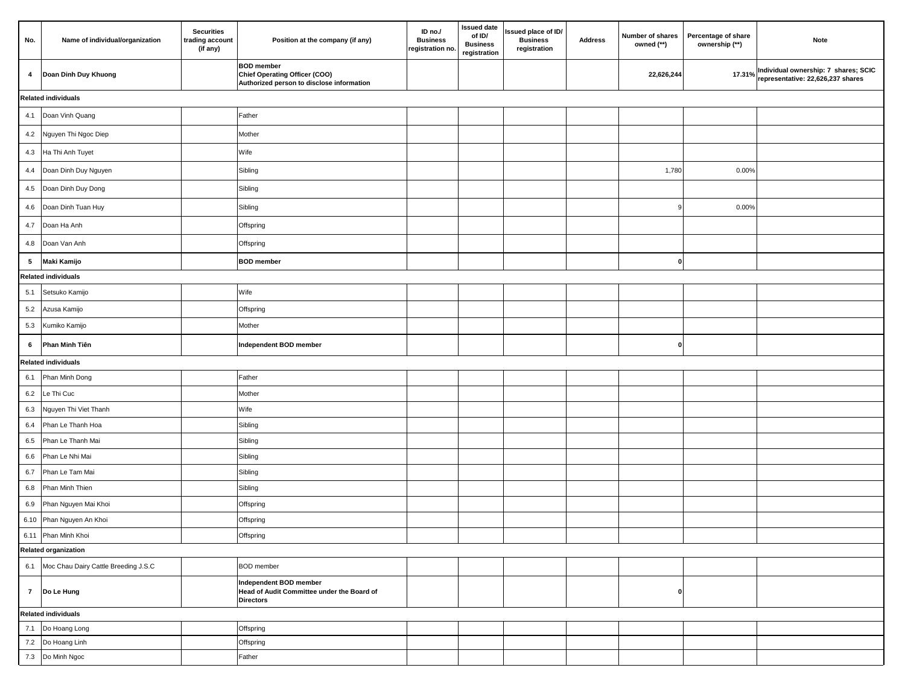| No. | Name of individual/organization | Securities trading account (if any) | Position at the company (if any) | ID no./ Business registration no. | Issued date of ID/ Business registration | Issued place of ID/ Business registration | Address | Number of shares owned (**) | Percentage of share ownership (**) | Note |
|---|---|---|---|---|---|---|---|---|---|---|
| **4** | **Doan Dinh Duy Khuong** | | **BOD member<br>Chief Operating Officer (COO)<br>Authorized person to disclose information** | | | | | **22,626,244** | **17.31%** | **Individual ownership: 7 shares; SCIC representative: 22,626,237 shares** |
| **Related individuals** | | | | | | | | | | |
| 4.1 | Doan Vinh Quang | | Father | | | | | | | |
| 4.2 | Nguyen Thi Ngoc Diep | | Mother | | | | | | | |
| 4.3 | Ha Thi Anh Tuyet | | Wife | | | | | | | |
| 4.4 | Doan Dinh Duy Nguyen | | Sibling | | | | | 1,780 | 0.00% | |
| 4.5 | Doan Dinh Duy Dong | | Sibling | | | | | | | |
| 4.6 | Doan Dinh Tuan Huy | | Sibling | | | | | 9 | 0.00% | |
| 4.7 | Doan Ha Anh | | Offspring | | | | | | | |
| 4.8 | Doan Van Anh | | Offspring | | | | | | | |
| **5** | **Maki Kamijo** | | **BOD member** | | | | | **0** | | |
| **Related individuals** | | | | | | | | | | |
| 5.1 | Setsuko Kamijo | | Wife | | | | | | | |
| 5.2 | Azusa Kamijo | | Offspring | | | | | | | |
| 5.3 | Kumiko Kamijo | | Mother | | | | | | | |
| **6** | **Phan Minh Tiên** | | **Independent BOD member** | | | | | **0** | | |
| **Related individuals** | | | | | | | | | | |
| 6.1 | Phan Minh Dong | | Father | | | | | | | |
| 6.2 | Le Thi Cuc | | Mother | | | | | | | |
| 6.3 | Nguyen Thi Viet Thanh | | Wife | | | | | | | |
| 6.4 | Phan Le Thanh Hoa | | Sibling | | | | | | | |
| 6.5 | Phan Le Thanh Mai | | Sibling | | | | | | | |
| 6.6 | Phan Le Nhi Mai | | Sibling | | | | | | | |
| 6.7 | Phan Le Tam Mai | | Sibling | | | | | | | |
| 6.8 | Phan Minh Thien | | Sibling | | | | | | | |
| 6.9 | Phan Nguyen Mai Khoi | | Offspring | | | | | | | |
| 6.10 | Phan Nguyen An Khoi | | Offspring | | | | | | | |
| 6.11 | Phan Minh Khoi | | Offspring | | | | | | | |
| **Related organization** | | | | | | | | | | |
| 6.1 | Moc Chau Dairy Cattle Breeding J.S.C | | BOD member | | | | | | | |
| **7** | **Do Le Hung** | | **Independent BOD member<br>Head of Audit Committee under the Board of Directors** | | | | | **0** | | |
| **Related individuals** | | | | | | | | | | |
| 7.1 | Do Hoang Long | | Offspring | | | | | | | |
| 7.2 | Do Hoang Linh | | Offspring | | | | | | | |
| 7.3 | Do Minh Ngoc | | Father | | | | | | | |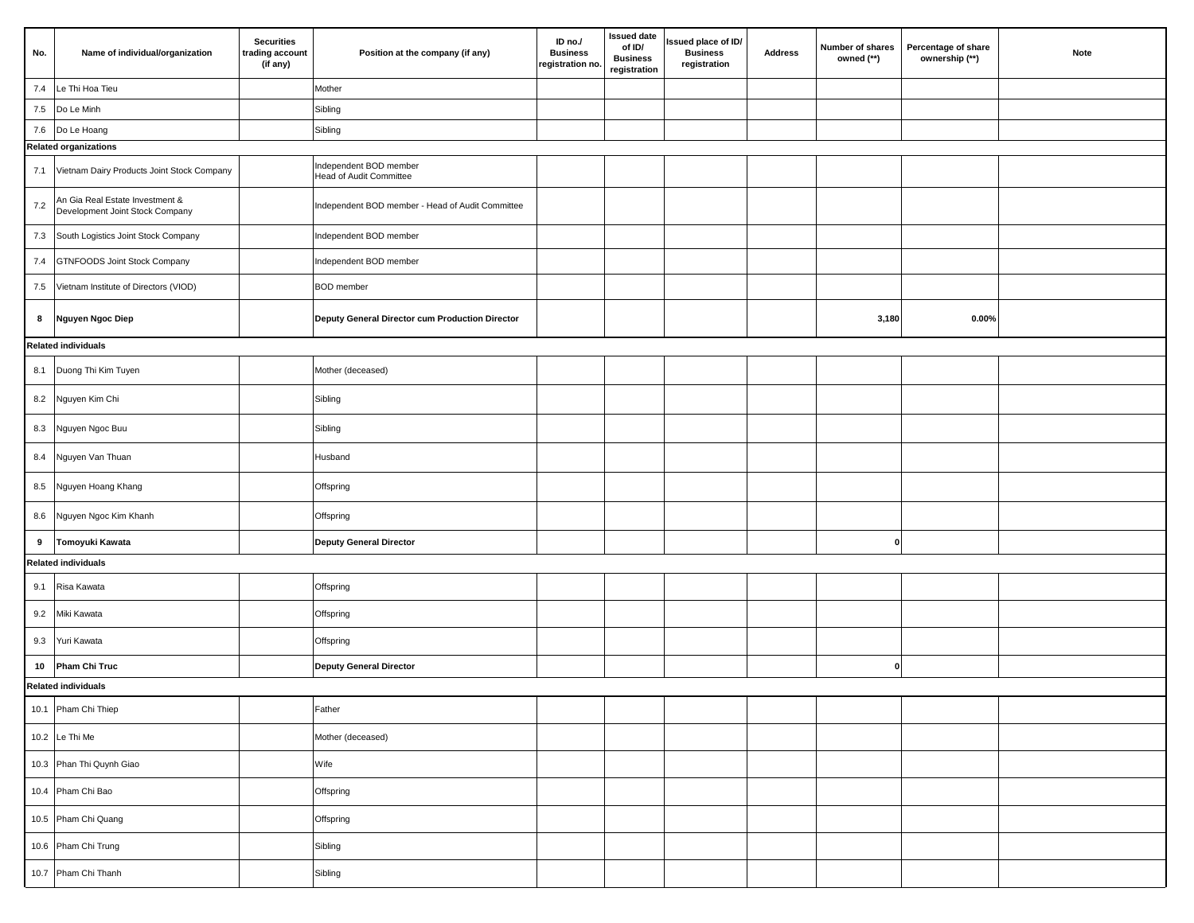| No. | Name of individual/organization | Securities trading account (if any) | Position at the company (if any) | ID no./ Business registration no. | Issued date of ID/ Business registration | Issued place of ID/ Business registration | Address | Number of shares owned (**) | Percentage of share ownership (**) | Note |
|---|---|---|---|---|---|---|---|---|---|---|
| 7.4 | Le Thi Hoa Tieu | | Mother | | | | | | | |
| 7.5 | Do Le Minh | | Sibling | | | | | | | |
| 7.6 | Do Le Hoang | | Sibling | | | | | | | |
| **Related organizations** | | | | | | | | | | |
| 7.1 | Vietnam Dairy Products Joint Stock Company | | Independent BOD member Head of Audit Committee | | | | | | | |
| 7.2 | An Gia Real Estate Investment & Development Joint Stock Company | | Independent BOD member - Head of Audit Committee | | | | | | | |
| 7.3 | South Logistics Joint Stock Company | | Independent BOD member | | | | | | | |
| 7.4 | GTNFOODS Joint Stock Company | | Independent BOD member | | | | | | | |
| 7.5 | Vietnam Institute of Directors (VIOD) | | BOD member | | | | | | | |
| **8** | **Nguyen Ngoc Diep** | | **Deputy General Director cum Production Director** | | | | | **3,180** | **0.00%** | |
| **Related individuals** | | | | | | | | | | |
| 8.1 | Duong Thi Kim Tuyen | | Mother (deceased) | | | | | | | |
| 8.2 | Nguyen Kim Chi | | Sibling | | | | | | | |
| 8.3 | Nguyen Ngoc Buu | | Sibling | | | | | | | |
| 8.4 | Nguyen Van Thuan | | Husband | | | | | | | |
| 8.5 | Nguyen Hoang Khang | | Offspring | | | | | | | |
| 8.6 | Nguyen Ngoc Kim Khanh | | Offspring | | | | | | | |
| **9** | **Tomoyuki Kawata** | | **Deputy General Director** | | | | | **0** | | |
| **Related individuals** | | | | | | | | | | |
| 9.1 | Risa Kawata | | Offspring | | | | | | | |
| 9.2 | Miki Kawata | | Offspring | | | | | | | |
| 9.3 | Yuri Kawata | | Offspring | | | | | | | |
| **10** | **Pham Chi Truc** | | **Deputy General Director** | | | | | **0** | | |
| **Related individuals** | | | | | | | | | | |
| 10.1 | Pham Chi Thiep | | Father | | | | | | | |
| 10.2 | Le Thi Me | | Mother (deceased) | | | | | | | |
| 10.3 | Phan Thi Quynh Giao | | Wife | | | | | | | |
| 10.4 | Pham Chi Bao | | Offspring | | | | | | | |
| 10.5 | Pham Chi Quang | | Offspring | | | | | | | |
| 10.6 | Pham Chi Trung | | Sibling | | | | | | | |
| 10.7 | Pham Chi Thanh | | Sibling | | | | | | | |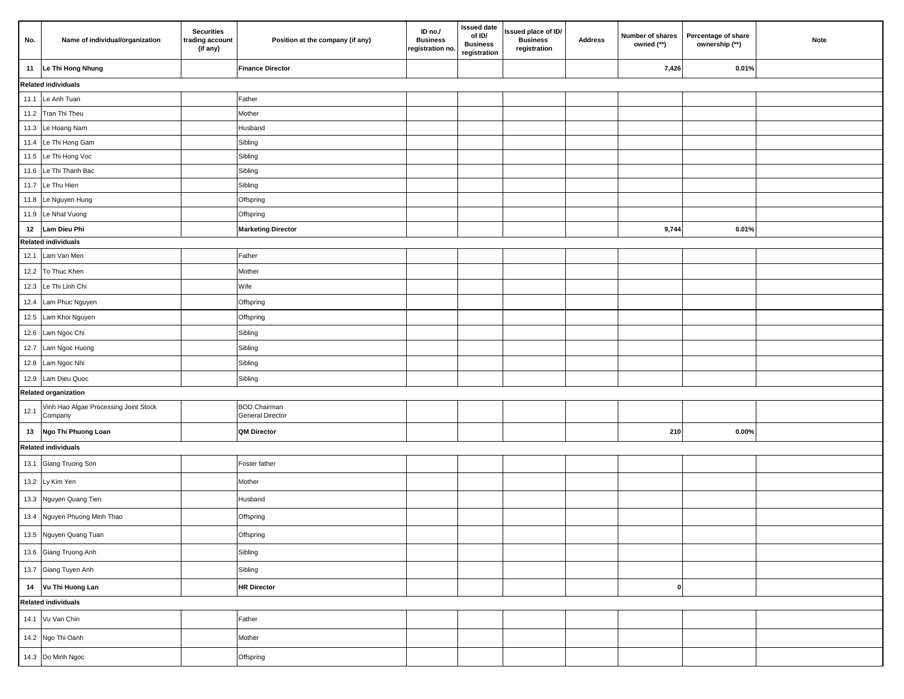| No. | Name of individual/organization | Securities trading account (if any) | Position at the company (if any) | ID no./ Business registration no. | Issued date of ID/ Business registration | Issued place of ID/ Business registration | Address | Number of shares owned (**) | Percentage of share ownership (**) | Note |
|---|---|---|---|---|---|---|---|---|---|---|
| **11** | **Le Thi Hong Nhung** | | **Finance Director** | | | | | **7,426** | **0.01%** | |
| **Related individuals** | | | | | | | | | | |
| 11.1 | Le Anh Tuan | | Father | | | | | | | |
| 11.2 | Tran Thi Theu | | Mother | | | | | | | |
| 11.3 | Le Hoang Nam | | Husband | | | | | | | |
| 11.4 | Le Thi Hong Gam | | Sibling | | | | | | | |
| 11.5 | Le Thi Hong Voc | | Sibling | | | | | | | |
| 11.6 | Le Thi Thanh Bac | | Sibling | | | | | | | |
| 11.7 | Le Thu Hien | | Sibling | | | | | | | |
| 11.8 | Le Nguyen Hung | | Offspring | | | | | | | |
| 11.9 | Le Nhat Vuong | | Offspring | | | | | | | |
| **12** | **Lam Dieu Phi** | | **Marketing Director** | | | | | **9,744** | **0.01%** | |
| **Related individuals** | | | | | | | | | | |
| 12.1 | Lam Van Men | | Father | | | | | | | |
| 12.2 | To Thuc Khen | | Mother | | | | | | | |
| 12.3 | Le Thi Linh Chi | | Wife | | | | | | | |
| 12.4 | Lam Phuc Nguyen | | Offspring | | | | | | | |
| 12.5 | Lam Khoi Nguyen | | Offspring | | | | | | | |
| 12.6 | Lam Ngoc Chi | | Sibling | | | | | | | |
| 12.7 | Lam Ngoc Huong | | Sibling | | | | | | | |
| 12.8 | Lam Ngoc Nhi | | Sibling | | | | | | | |
| 12.9 | Lam Dieu Quoc | | Sibling | | | | | | | |
| **Related organization** | | | | | | | | | | |
| 12.1 | Vinh Hao Algae Processing Joint Stock Company | | BOD Chairman General Director | | | | | | | |
| **13** | **Ngo Thi Phuong Loan** | | **QM Director** | | | | | **210** | **0.00%** | |
| **Related individuals** | | | | | | | | | | |
| 13.1 | Giang Truong Son | | Foster father | | | | | | | |
| 13.2 | Ly Kim Yen | | Mother | | | | | | | |
| 13.3 | Nguyen Quang Tien | | Husband | | | | | | | |
| 13.4 | Nguyen Phuong Minh Thao | | Offspring | | | | | | | |
| 13.5 | Nguyen Quang Tuan | | Offspring | | | | | | | |
| 13.6 | Giang Truong Anh | | Sibling | | | | | | | |
| 13.7 | Giang Tuyen Anh | | Sibling | | | | | | | |
| **14** | **Vu Thi Huong Lan** | | **HR Director** | | | | | **0** | | |
| **Related individuals** | | | | | | | | | | |
| 14.1 | Vu Van Chin | | Father | | | | | | | |
| 14.2 | Ngo Thi Oanh | | Mother | | | | | | | |
| 14.3 | Do Minh Ngoc | | Offspring | | | | | | | |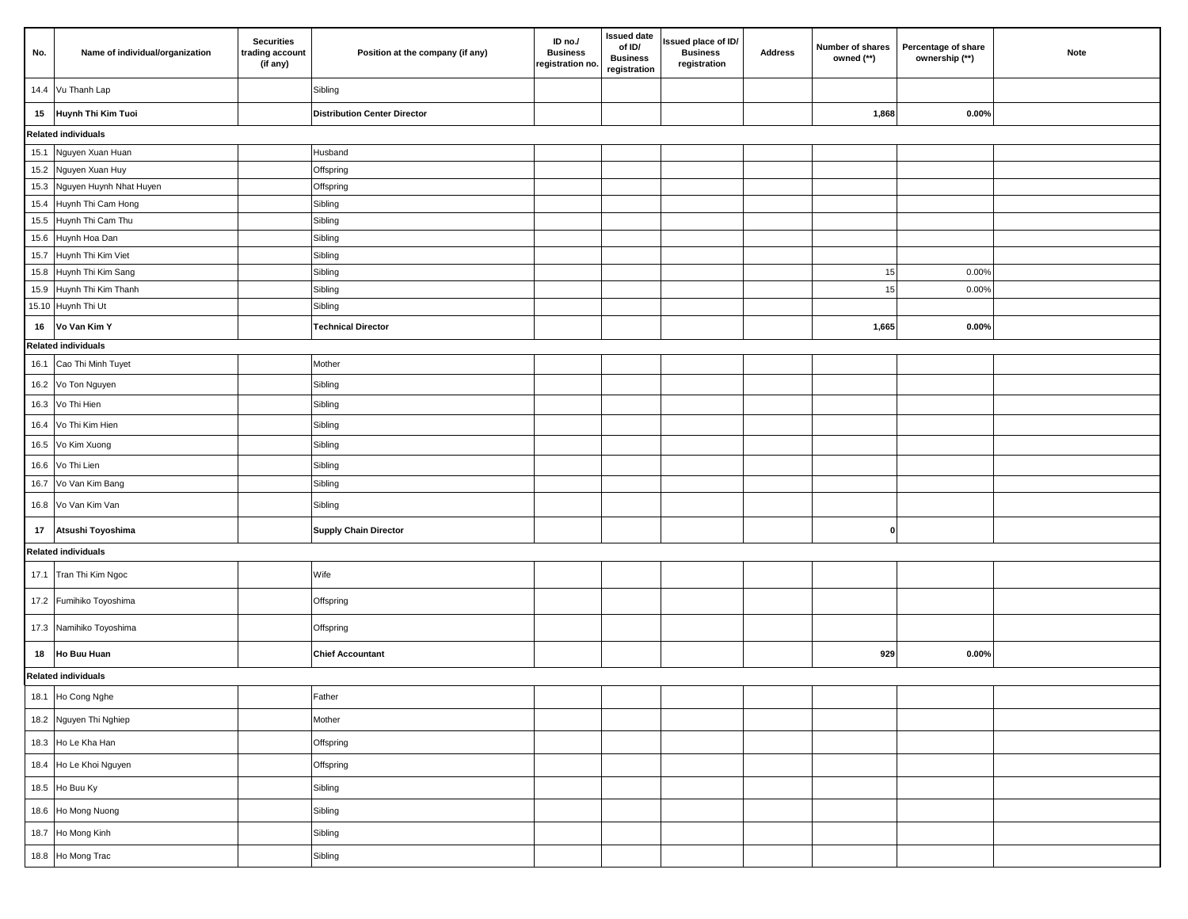| No. | Name of individual/organization | Securities trading account (if any) | Position at the company (if any) | ID no./ Business registration no. | Issued date of ID/ Business registration | Issued place of ID/ Business registration | Address | Number of shares owned (**) | Percentage of share ownership (**) | Note |
|---|---|---|---|---|---|---|---|---|---|---|
| 14.4 | Vu Thanh Lap | | Sibling | | | | | | | |
| **15** | **Huynh Thi Kim Tuoi** | | **Distribution Center Director** | | | | | **1,868** | **0.00%** | |
| **Related individuals** | | | | | | | | | | |
| 15.1 | Nguyen Xuan Huan | | Husband | | | | | | | |
| 15.2 | Nguyen Xuan Huy | | Offspring | | | | | | | |
| 15.3 | Nguyen Huynh Nhat Huyen | | Offspring | | | | | | | |
| 15.4 | Huynh Thi Cam Hong | | Sibling | | | | | | | |
| 15.5 | Huynh Thi Cam Thu | | Sibling | | | | | | | |
| 15.6 | Huynh Hoa Dan | | Sibling | | | | | | | |
| 15.7 | Huynh Thi Kim Viet | | Sibling | | | | | | | |
| 15.8 | Huynh Thi Kim Sang | | Sibling | | | | | 15 | 0.00% | |
| 15.9 | Huynh Thi Kim Thanh | | Sibling | | | | | 15 | 0.00% | |
| 15.10 | Huynh Thi Ut | | Sibling | | | | | | | |
| **16** | **Vo Van Kim Y** | | **Technical Director** | | | | | **1,665** | **0.00%** | |
| **Related individuals** | | | | | | | | | | |
| 16.1 | Cao Thi Minh Tuyet | | Mother | | | | | | | |
| 16.2 | Vo Ton Nguyen | | Sibling | | | | | | | |
| 16.3 | Vo Thi Hien | | Sibling | | | | | | | |
| 16.4 | Vo Thi Kim Hien | | Sibling | | | | | | | |
| 16.5 | Vo Kim Xuong | | Sibling | | | | | | | |
| 16.6 | Vo Thi Lien | | Sibling | | | | | | | |
| 16.7 | Vo Van Kim Bang | | Sibling | | | | | | | |
| 16.8 | Vo Van Kim Van | | Sibling | | | | | | | |
| **17** | **Atsushi Toyoshima** | | **Supply Chain Director** | | | | | **0** | | |
| **Related individuals** | | | | | | | | | | |
| 17.1 | Tran Thi Kim Ngoc | | Wife | | | | | | | |
| 17.2 | Fumihiko Toyoshima | | Offspring | | | | | | | |
| 17.3 | Namihiko Toyoshima | | Offspring | | | | | | | |
| **18** | **Ho Buu Huan** | | **Chief Accountant** | | | | | **929** | **0.00%** | |
| **Related individuals** | | | | | | | | | | |
| 18.1 | Ho Cong Nghe | | Father | | | | | | | |
| 18.2 | Nguyen Thi Nghiep | | Mother | | | | | | | |
| 18.3 | Ho Le Kha Han | | Offspring | | | | | | | |
| 18.4 | Ho Le Khoi Nguyen | | Offspring | | | | | | | |
| 18.5 | Ho Buu Ky | | Sibling | | | | | | | |
| 18.6 | Ho Mong Nuong | | Sibling | | | | | | | |
| 18.7 | Ho Mong Kinh | | Sibling | | | | | | | |
| 18.8 | Ho Mong Trac | | Sibling | | | | | | | |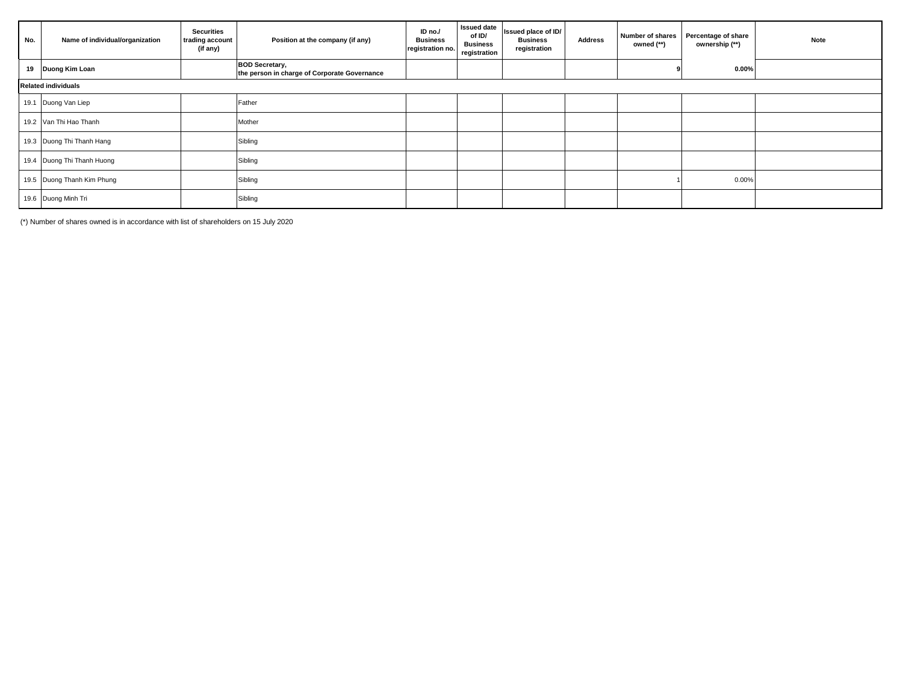| No. | Name of individual/organization | Securities trading account (if any) | Position at the company (if any) | ID no./ Business registration no. | Issued date of ID/ Business registration | Issued place of ID/ Business registration | Address | Number of shares owned (**) | Percentage of share ownership (**) | Note |
|---|---|---|---|---|---|---|---|---|---|---|
| **19** | **Duong Kim Loan** | | **BOD Secretary, the person in charge of Corporate Governance** | | | | | **9** | **0.00%** | |
| **Related individuals** | | | | | | | | | | |
| 19.1 | Duong Van Liep | | Father | | | | | | | |
| 19.2 | Van Thi Hao Thanh | | Mother | | | | | | | |
| 19.3 | Duong Thi Thanh Hang | | Sibling | | | | | | | |
| 19.4 | Duong Thi Thanh Huong | | Sibling | | | | | | | |
| 19.5 | Duong Thanh Kim Phung | | Sibling | | | | | 1 | 0.00% | |
| 19.6 | Duong Minh Tri | | Sibling | | | | | | | |

(*) Number of shares owned is in accordance with list of shareholders on 15 July 2020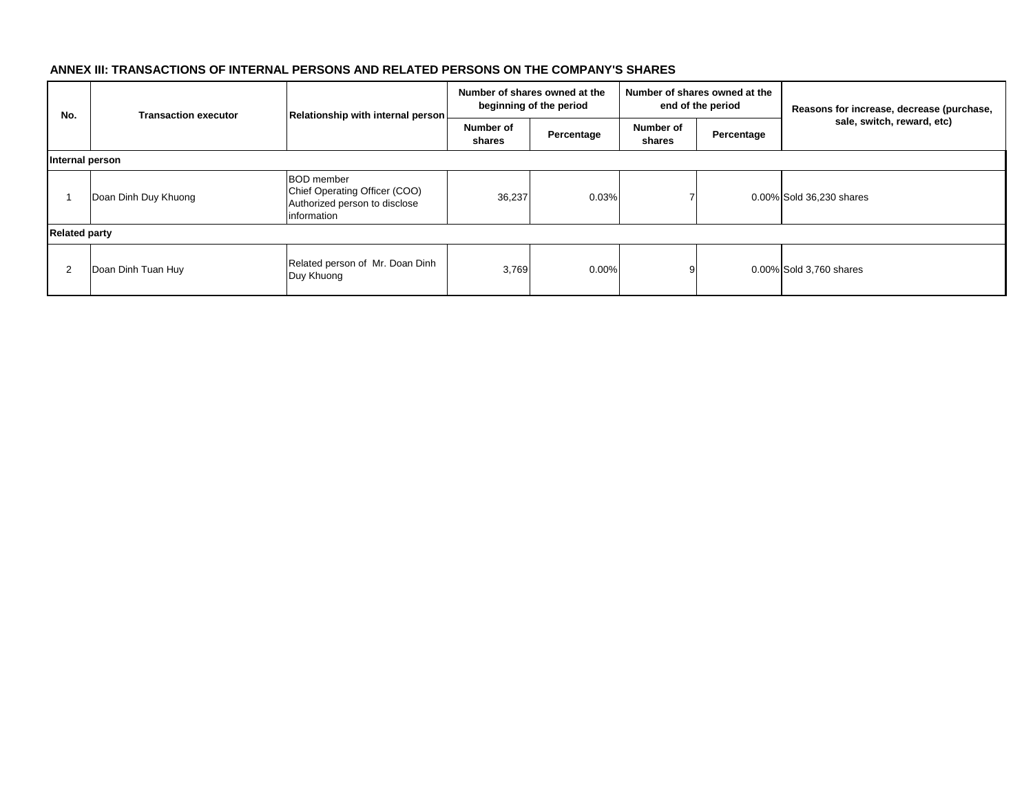### ANNEX III: TRANSACTIONS OF INTERNAL PERSONS AND RELATED PERSONS ON THE COMPANY'S SHARES

| No. | Transaction executor | Relationship with internal person | Number of shares owned at the beginning of the period | | Number of shares owned at the end of the period | | Reasons for increase, decrease (purchase, sale, switch, reward, etc) |
|---|---|---|---|---|---|---|---|
| | | | Number of shares | Percentage | Number of shares | Percentage | |
| **Internal person** | | | | | | | |
| 1 | Doan Dinh Duy Khuong | BOD member<br>Chief Operating Officer (COO)<br>Authorized person to disclose information | 36,237 | 0.03% | 7 | 0.00% | Sold 36,230 shares |
| **Related party** | | | | | | | |
| 2 | Doan Dinh Tuan Huy | Related person of Mr. Doan Dinh Duy Khuong | 3,769 | 0.00% | 9 | 0.00% | Sold 3,760 shares |